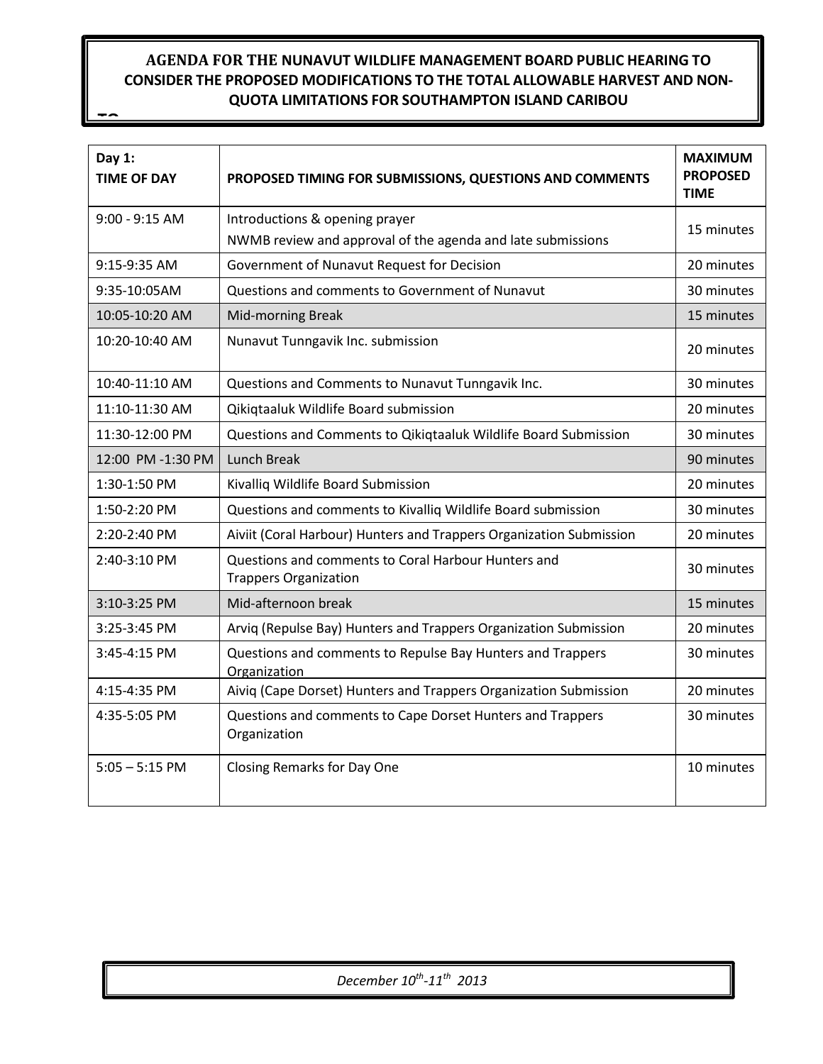# AGENDA FOR THE NUNAVUT WILDLIFE MANAGEMENT BOARD PUBLIC HEARING TO CONSIDER THE PROPOSED MODIFICATIONS TO THE TOTAL ALLOWABLE HARVEST AND NON-QUOTA LIMITATIONS FOR SOUTHAMPTON ISLAND CARIBOU

| Day 1: TIME OF DAY | PROPOSED TIMING FOR SUBMISSIONS, QUESTIONS AND COMMENTS | MAXIMUM PROPOSED TIME |
|---|---|---|
| 9:00 - 9:15 AM | Introductions & opening prayer<br>NWMB review and approval of the agenda and late submissions | 15 minutes |
| 9:15-9:35 AM | Government of Nunavut Request for Decision | 20 minutes |
| 9:35-10:05AM | Questions and comments to Government of Nunavut | 30 minutes |
| 10:05-10:20 AM | Mid-morning Break | 15 minutes |
| 10:20-10:40 AM | Nunavut Tunngavik Inc. submission | 20 minutes |
| 10:40-11:10 AM | Questions and Comments to Nunavut Tunngavik Inc. | 30 minutes |
| 11:10-11:30 AM | Qikiqtaaluk Wildlife Board submission | 20 minutes |
| 11:30-12:00 PM | Questions and Comments to Qikiqtaaluk Wildlife Board Submission | 30 minutes |
| 12:00 PM -1:30 PM | Lunch Break | 90 minutes |
| 1:30-1:50 PM | Kivalliq Wildlife Board Submission | 20 minutes |
| 1:50-2:20 PM | Questions and comments to Kivalliq Wildlife Board submission | 30 minutes |
| 2:20-2:40 PM | Aiviit (Coral Harbour) Hunters and Trappers Organization Submission | 20 minutes |
| 2:40-3:10 PM | Questions and comments to Coral Harbour Hunters and Trappers Organization | 30 minutes |
| 3:10-3:25 PM | Mid-afternoon break | 15 minutes |
| 3:25-3:45 PM | Arviq (Repulse Bay) Hunters and Trappers Organization Submission | 20 minutes |
| 3:45-4:15 PM | Questions and comments to Repulse Bay Hunters and Trappers Organization | 30 minutes |
| 4:15-4:35 PM | Aiviq (Cape Dorset) Hunters and Trappers Organization Submission | 20 minutes |
| 4:35-5:05 PM | Questions and comments to Cape Dorset Hunters and Trappers Organization | 30 minutes |
| 5:05 – 5:15 PM | Closing Remarks for Day One | 10 minutes |

*December 10th-11th 2013*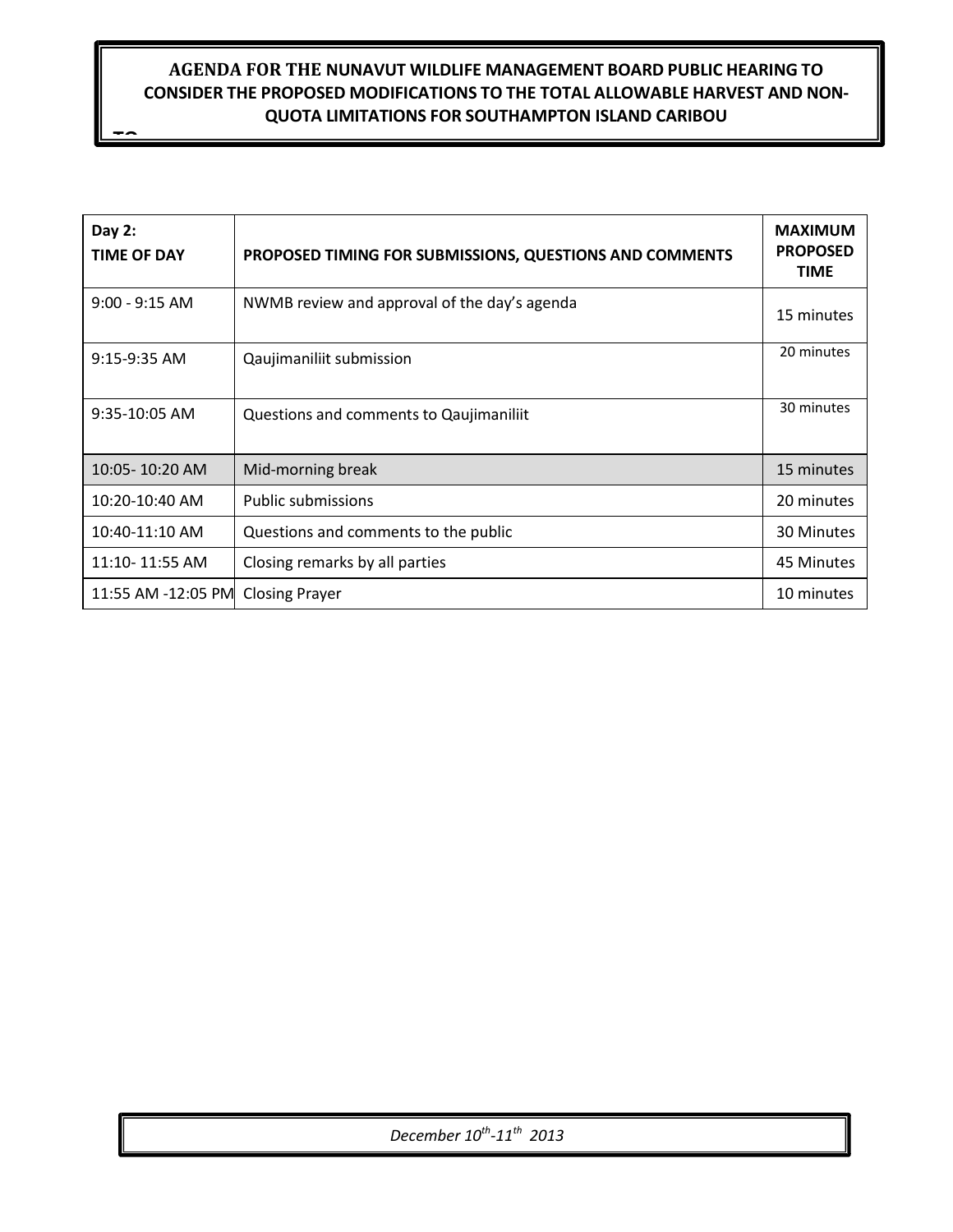**AGENDA FOR THE NUNAVUT WILDLIFE MANAGEMENT BOARD PUBLIC HEARING TO CONSIDER THE PROPOSED MODIFICATIONS TO THE TOTAL ALLOWABLE HARVEST AND NON-QUOTA LIMITATIONS FOR SOUTHAMPTON ISLAND CARIBOU**

| Day 2: TIME OF DAY | PROPOSED TIMING FOR SUBMISSIONS, QUESTIONS AND COMMENTS | MAXIMUM PROPOSED TIME |
|---|---|---|
| 9:00 - 9:15 AM | NWMB review and approval of the day's agenda | 15 minutes |
| 9:15-9:35 AM | Qaujimaniliit submission | 20 minutes |
| 9:35-10:05 AM | Questions and comments to Qaujimaniliit | 30 minutes |
| 10:05- 10:20 AM | Mid-morning break | 15 minutes |
| 10:20-10:40 AM | Public submissions | 20 minutes |
| 10:40-11:10 AM | Questions and comments to the public | 30 Minutes |
| 11:10- 11:55 AM | Closing remarks by all parties | 45 Minutes |
| 11:55 AM -12:05 PM | Closing Prayer | 10 minutes |

*December 10th-11th 2013*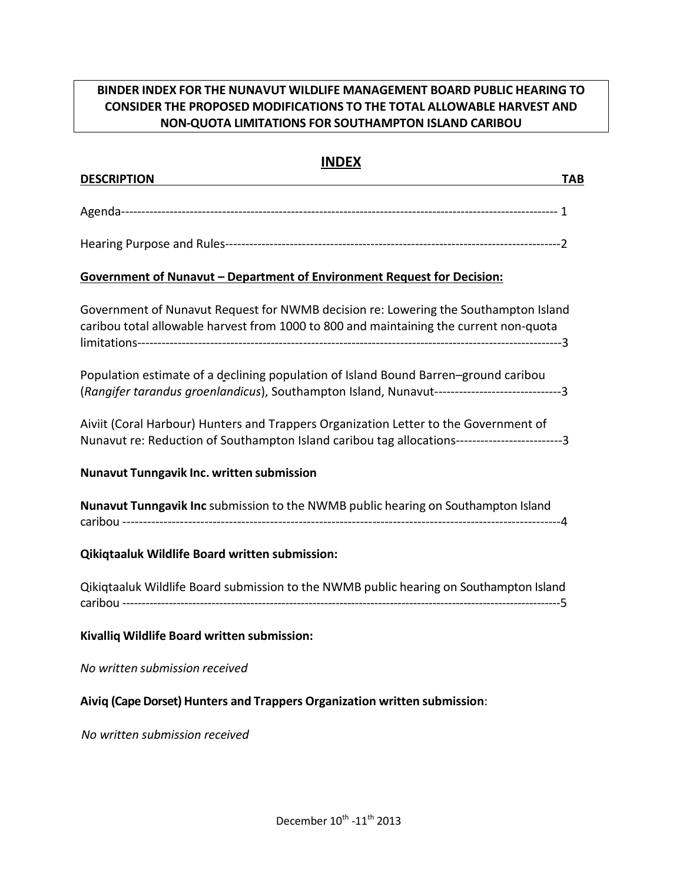**BINDER INDEX FOR THE NUNAVUT WILDLIFE MANAGEMENT BOARD PUBLIC HEARING TO CONSIDER THE PROPOSED MODIFICATIONS TO THE TOTAL ALLOWABLE HARVEST AND NON-QUOTA LIMITATIONS FOR SOUTHAMPTON ISLAND CARIBOU**

## INDEX

| DESCRIPTION | TAB |
|---|---|
| Agenda | 1 |
| Hearing Purpose and Rules | 2 |
| **Government of Nunavut – Department of Environment Request for Decision:** | |
| Government of Nunavut Request for NWMB decision re: Lowering the Southampton Island caribou total allowable harvest from 1000 to 800 and maintaining the current non-quota limitations | 3 |
| Population estimate of a declining population of Island Bound Barren–ground caribou (*Rangifer tarandus groenlandicus*), Southampton Island, Nunavut | 3 |
| Aiviit (Coral Harbour) Hunters and Trappers Organization Letter to the Government of Nunavut re: Reduction of Southampton Island caribou tag allocations | 3 |
| **Nunavut Tunngavik Inc. written submission** | |
| **Nunavut Tunngavik Inc** submission to the NWMB public hearing on Southampton Island caribou | 4 |
| **Qikiqtaaluk Wildlife Board written submission:** | |
| Qikiqtaaluk Wildlife Board submission to the NWMB public hearing on Southampton Island caribou | 5 |
| **Kivalliq Wildlife Board written submission:** | |
| *No written submission received* | |
| **Aiviq (Cape Dorset) Hunters and Trappers Organization written submission**: | |
| *No written submission received* | |

December 10th -11th 2013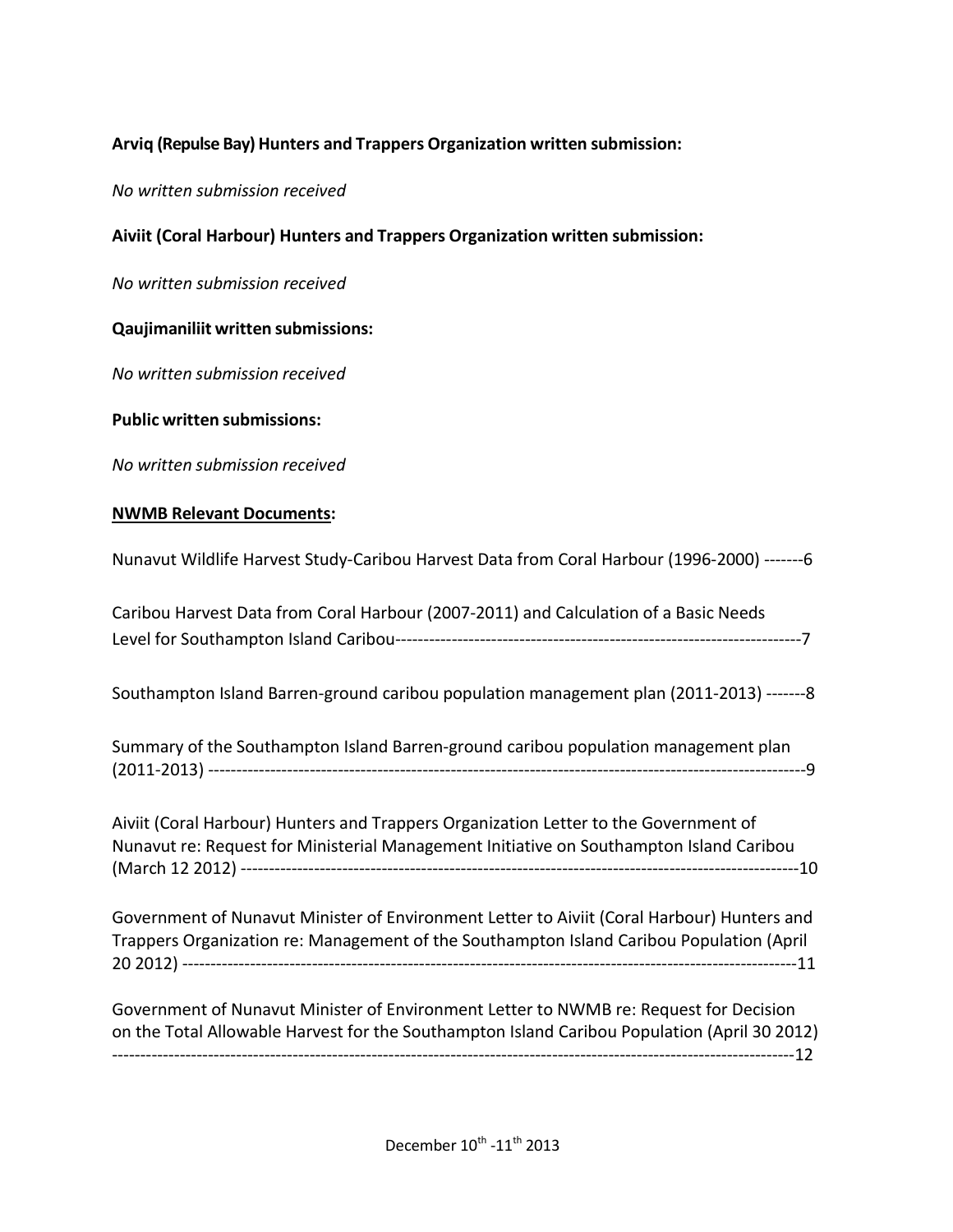**Arviq (Repulse Bay) Hunters and Trappers Organization written submission:**

*No written submission received*

**Aiviit (Coral Harbour) Hunters and Trappers Organization written submission:**

*No written submission received*

**Qaujimaniliit written submissions:**

*No written submission received*

**Public written submissions:**

*No written submission received*

**NWMB Relevant Documents:**

Nunavut Wildlife Harvest Study-Caribou Harvest Data from Coral Harbour (1996-2000) -------6

Caribou Harvest Data from Coral Harbour (2007-2011) and Calculation of a Basic Needs Level for Southampton Island Caribou-------------------------------------------------------------------------7

Southampton Island Barren-ground caribou population management plan (2011-2013) -------8

Summary of the Southampton Island Barren-ground caribou population management plan (2011-2013) -----------------------------------------------------------------------------------------------------------9

Aiviit (Coral Harbour) Hunters and Trappers Organization Letter to the Government of Nunavut re: Request for Ministerial Management Initiative on Southampton Island Caribou (March 12 2012) -----------------------------------------------------------------------------------------------10

Government of Nunavut Minister of Environment Letter to Aiviit (Coral Harbour) Hunters and Trappers Organization re: Management of the Southampton Island Caribou Population (April 20 2012) ---------------------------------------------------------------------------------------------------------11

Government of Nunavut Minister of Environment Letter to NWMB re: Request for Decision on the Total Allowable Harvest for the Southampton Island Caribou Population (April 30 2012) -------------------------------------------------------------------------------------------------------------------12

December 10th -11th 2013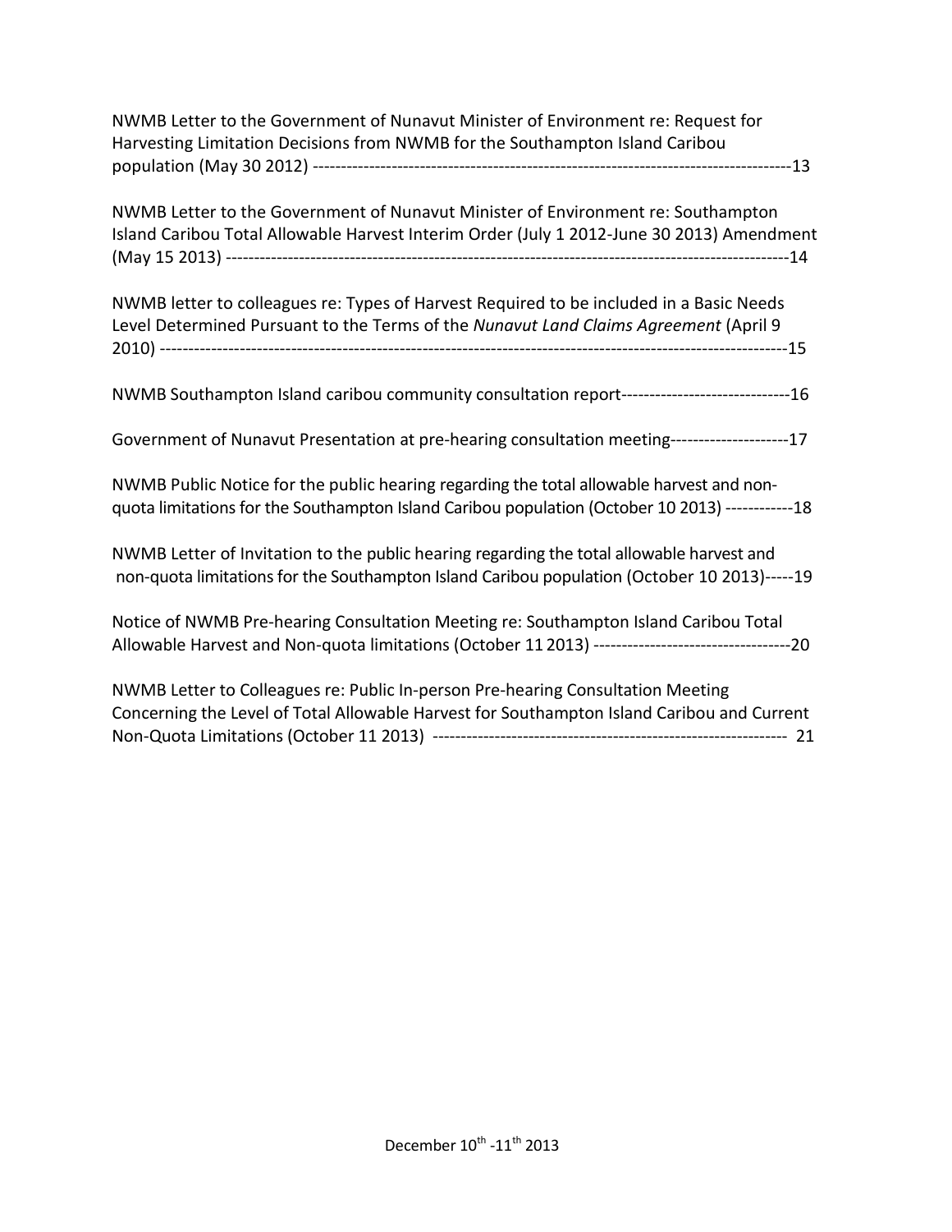NWMB Letter to the Government of Nunavut Minister of Environment re: Request for Harvesting Limitation Decisions from NWMB for the Southampton Island Caribou population (May 30 2012) ------------------------------------------------------------------------------------13

NWMB Letter to the Government of Nunavut Minister of Environment re: Southampton Island Caribou Total Allowable Harvest Interim Order (July 1 2012-June 30 2013) Amendment (May 15 2013) ------------------------------------------------------------------------------------------------14

NWMB letter to colleagues re: Types of Harvest Required to be included in a Basic Needs Level Determined Pursuant to the Terms of the *Nunavut Land Claims Agreement* (April 9 2010) ---------------------------------------------------------------------------------------------------------15

NWMB Southampton Island caribou community consultation report------------------------------16

Government of Nunavut Presentation at pre-hearing consultation meeting---------------------17

NWMB Public Notice for the public hearing regarding the total allowable harvest and non-quota limitations for the Southampton Island Caribou population (October 10 2013) ------------18

NWMB Letter of Invitation to the public hearing regarding the total allowable harvest and non-quota limitations for the Southampton Island Caribou population (October 10 2013)-----19

Notice of NWMB Pre-hearing Consultation Meeting re: Southampton Island Caribou Total Allowable Harvest and Non-quota limitations (October 11 2013) -----------------------------------20

NWMB Letter to Colleagues re: Public In-person Pre-hearing Consultation Meeting Concerning the Level of Total Allowable Harvest for Southampton Island Caribou and Current Non-Quota Limitations (October 11 2013) -------------------------------------------------------------- 21